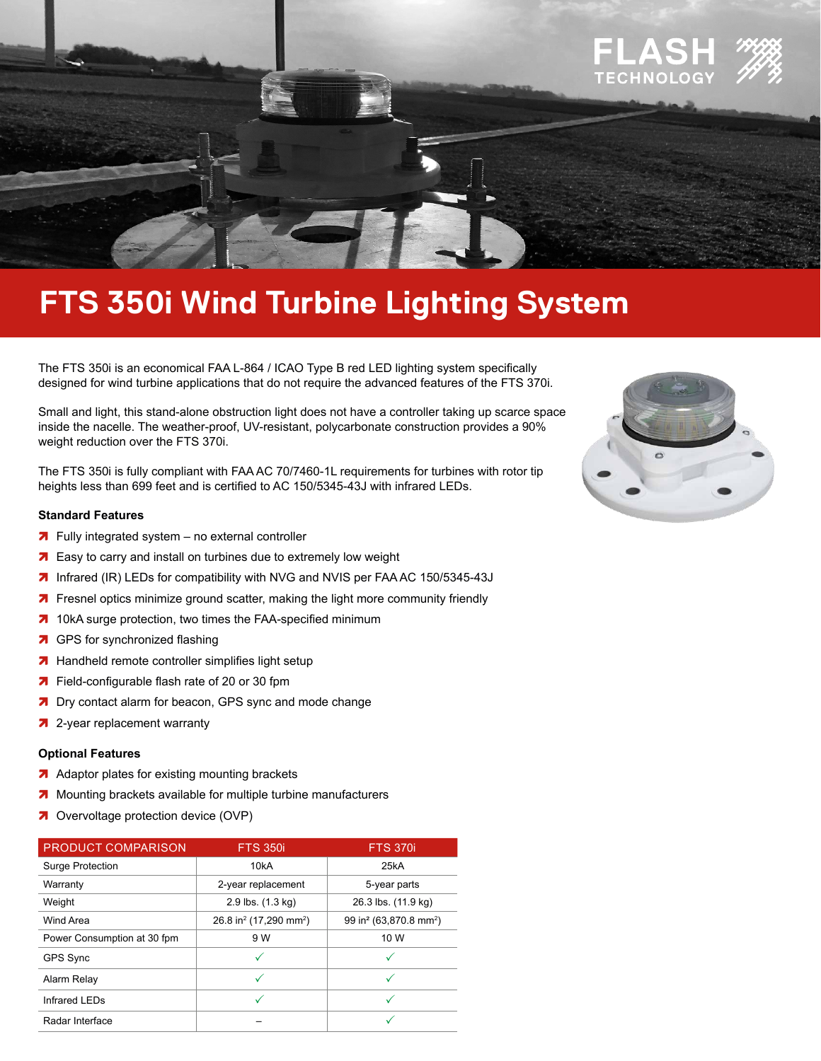# FTS 350i Wind Turbine Lighting System

The FTS 350i is an economical FAA L-864 / ICAO Type B red LED lighting system specifically designed for wind turbine applications that do not require the advanced features of the FTS 370i.

Small and light, this stand-alone obstruction light does not have a controller taking up scarce space inside the nacelle. The weather-proof, UV-resistant, polycarbonate construction provides a 90% weight reduction over the FTS 370i.

The FTS 350i is fully compliant with FAA AC 70/7460-1L requirements for turbines with rotor tip heights less than 699 feet and is certified to AC 150/5345-43J with infrared LEDs.

### Standard Features

- Fully integrated system – no external controller
- Easy to carry and install on turbines due to extremely low weight
- Infrared (IR) LEDs for compatibility with NVG and NVIS per FAA AC 150/5345-43J
- Fresnel optics minimize ground scatter, making the light more community friendly
- 10kA surge protection, two times the FAA-specified minimum
- GPS for synchronized flashing
- Handheld remote controller simplifies light setup
- Field-configurable flash rate of 20 or 30 fpm
- Dry contact alarm for beacon, GPS sync and mode change
- 2-year replacement warranty

### Optional Features

- Adaptor plates for existing mounting brackets
- Mounting brackets available for multiple turbine manufacturers
- Overvoltage protection device (OVP)

| PRODUCT COMPARISON | FTS 350i | FTS 370i |
|---|---|---|
| Surge Protection | 10kA | 25kA |
| Warranty | 2-year replacement | 5-year parts |
| Weight | 2.9 lbs. (1.3 kg) | 26.3 lbs. (11.9 kg) |
| Wind Area | 26.8 in² (17,290 mm²) | 99 in² (63,870.8 mm²) |
| Power Consumption at 30 fpm | 9 W | 10 W |
| GPS Sync | ✓ | ✓ |
| Alarm Relay | ✓ | ✓ |
| Infrared LEDs | ✓ | ✓ |
| Radar Interface | – | ✓ |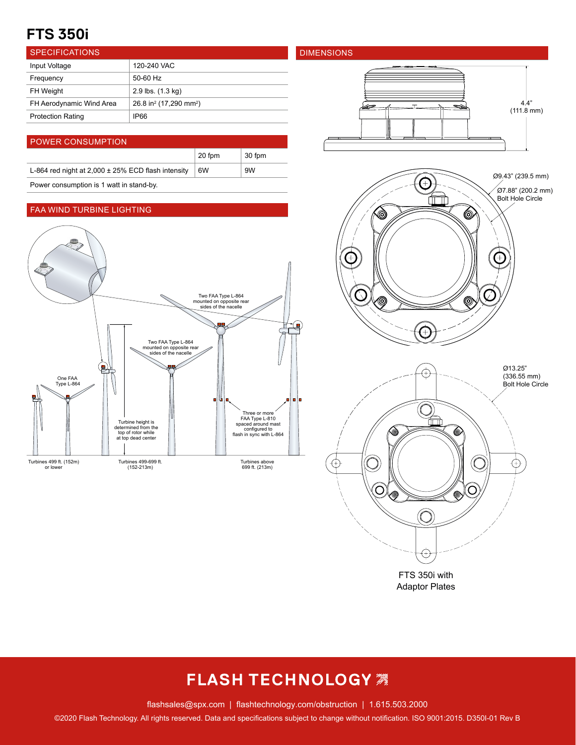# FTS 350i

## SPECIFICATIONS

| | |
|---|---|
| Input Voltage | 120-240 VAC |
| Frequency | 50-60 Hz |
| FH Weight | 2.9 lbs. (1.3 kg) |
| FH Aerodynamic Wind Area | 26.8 in² (17,290 mm²) |
| Protection Rating | IP66 |

## POWER CONSUMPTION

| | 20 fpm | 30 fpm |
|---|---|---|
| L-864 red night at 2,000 ± 25% ECD flash intensity | 6W | 9W |

Power consumption is 1 watt in stand-by.

## FAA WIND TURBINE LIGHTING

One FAA Type L-864

Two FAA Type L-864 mounted on opposite rear sides of the nacelle

Two FAA Type L-864 mounted on opposite rear sides of the nacelle

Turbine height is determined from the top of rotor while at top dead center

Three or more FAA Type L-810 spaced around mast configured to flash in sync with L-864

Turbines 499 ft. (152m) or lower

Turbines 499-699 ft. (152-213m)

Turbines above 699 ft. (213m)

## DIMENSIONS

4.4" (111.8 mm)

Ø9.43" (239.5 mm)

Ø7.88" (200.2 mm) Bolt Hole Circle

Ø13.25" (336.55 mm) Bolt Hole Circle

FTS 350i with Adaptor Plates

**FLASH TECHNOLOGY**

flashsales@spx.com | flashtechnology.com/obstruction | 1.615.503.2000

©2020 Flash Technology. All rights reserved. Data and specifications subject to change without notification. ISO 9001:2015. D350I-01 Rev B